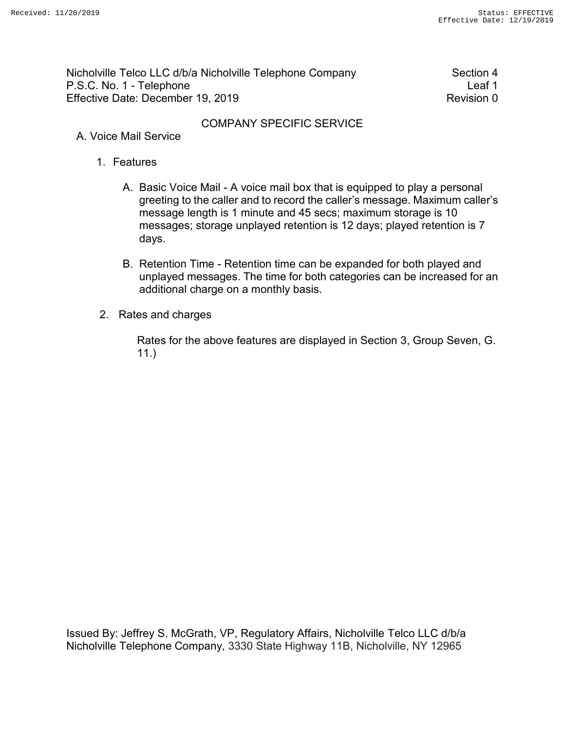Nicholville Telco LLC d/b/a Nicholville Telephone Company
P.S.C. No. 1 - Telephone
Effective Date: December 19, 2019

Section 4
Leaf 1
Revision 0

# COMPANY SPECIFIC SERVICE

## A. Voice Mail Service

1. Features

   A. Basic Voice Mail - A voice mail box that is equipped to play a personal greeting to the caller and to record the caller's message. Maximum caller's message length is 1 minute and 45 secs; maximum storage is 10 messages; storage unplayed retention is 12 days; played retention is 7 days.

   B. Retention Time - Retention time can be expanded for both played and unplayed messages. The time for both categories can be increased for an additional charge on a monthly basis.

2. Rates and charges

   Rates for the above features are displayed in Section 3, Group Seven, G. 11.)

Issued By: Jeffrey S. McGrath, VP, Regulatory Affairs, Nicholville Telco LLC d/b/a Nicholville Telephone Company, 3330 State Highway 11B, Nicholville, NY 12965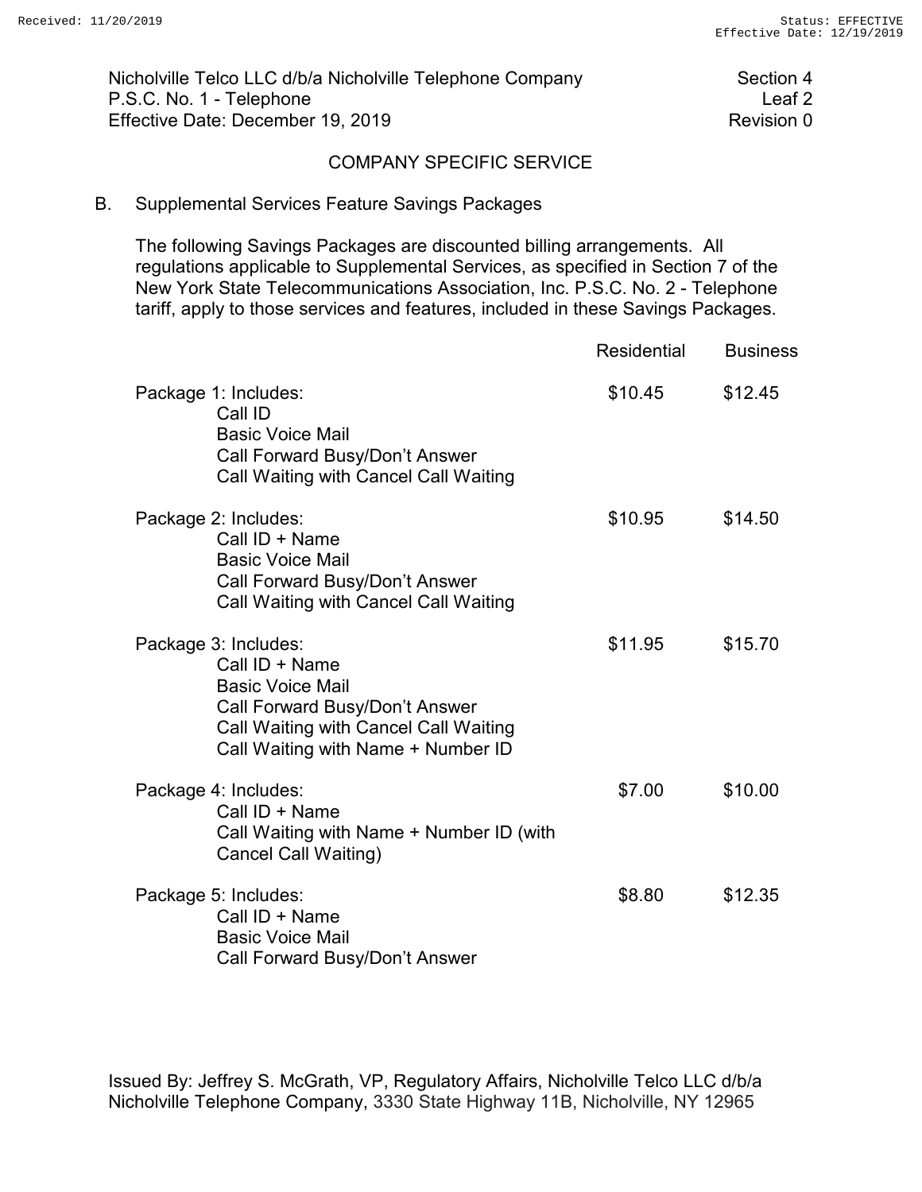Nicholville Telco LLC d/b/a Nicholville Telephone Company
P.S.C. No. 1 - Telephone
Effective Date: December 19, 2019

Section 4
Leaf 2
Revision 0

## COMPANY SPECIFIC SERVICE

### B. Supplemental Services Feature Savings Packages

The following Savings Packages are discounted billing arrangements. All regulations applicable to Supplemental Services, as specified in Section 7 of the New York State Telecommunications Association, Inc. P.S.C. No. 2 - Telephone tariff, apply to those services and features, included in these Savings Packages.

| | Residential | Business |
|---|---|---|
| Package 1: Includes:<br>Call ID<br>Basic Voice Mail<br>Call Forward Busy/Don't Answer<br>Call Waiting with Cancel Call Waiting | $10.45 | $12.45 |
| Package 2: Includes:<br>Call ID + Name<br>Basic Voice Mail<br>Call Forward Busy/Don't Answer<br>Call Waiting with Cancel Call Waiting | $10.95 | $14.50 |
| Package 3: Includes:<br>Call ID + Name<br>Basic Voice Mail<br>Call Forward Busy/Don't Answer<br>Call Waiting with Cancel Call Waiting<br>Call Waiting with Name + Number ID | $11.95 | $15.70 |
| Package 4: Includes:<br>Call ID + Name<br>Call Waiting with Name + Number ID (with Cancel Call Waiting) | $7.00 | $10.00 |
| Package 5: Includes:<br>Call ID + Name<br>Basic Voice Mail<br>Call Forward Busy/Don't Answer | $8.80 | $12.35 |

Issued By: Jeffrey S. McGrath, VP, Regulatory Affairs, Nicholville Telco LLC d/b/a Nicholville Telephone Company, 3330 State Highway 11B, Nicholville, NY 12965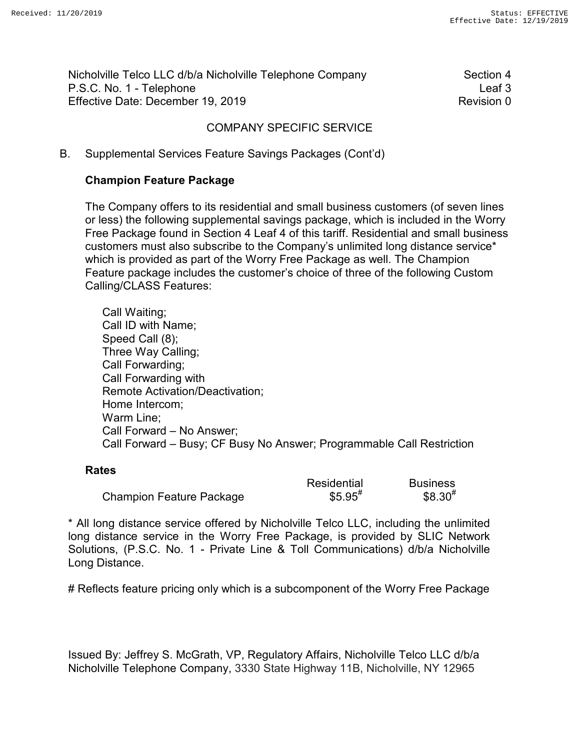Nicholville Telco LLC d/b/a Nicholville Telephone Company
P.S.C. No. 1 - Telephone
Effective Date: December 19, 2019

Section 4
Leaf 3
Revision 0

## COMPANY SPECIFIC SERVICE

B. Supplemental Services Feature Savings Packages (Cont'd)

### Champion Feature Package

The Company offers to its residential and small business customers (of seven lines or less) the following supplemental savings package, which is included in the Worry Free Package found in Section 4 Leaf 4 of this tariff. Residential and small business customers must also subscribe to the Company's unlimited long distance service* which is provided as part of the Worry Free Package as well. The Champion Feature package includes the customer's choice of three of the following Custom Calling/CLASS Features:

Call Waiting;
Call ID with Name;
Speed Call (8);
Three Way Calling;
Call Forwarding;
Call Forwarding with
Remote Activation/Deactivation;
Home Intercom;
Warm Line;
Call Forward – No Answer;
Call Forward – Busy; CF Busy No Answer; Programmable Call Restriction

### Rates

| | Residential | Business |
|---|---|---|
| Champion Feature Package | $5.95# | $8.30# |

* All long distance service offered by Nicholville Telco LLC, including the unlimited long distance service in the Worry Free Package, is provided by SLIC Network Solutions, (P.S.C. No. 1 - Private Line & Toll Communications) d/b/a Nicholville Long Distance.

# Reflects feature pricing only which is a subcomponent of the Worry Free Package

Issued By: Jeffrey S. McGrath, VP, Regulatory Affairs, Nicholville Telco LLC d/b/a Nicholville Telephone Company, 3330 State Highway 11B, Nicholville, NY 12965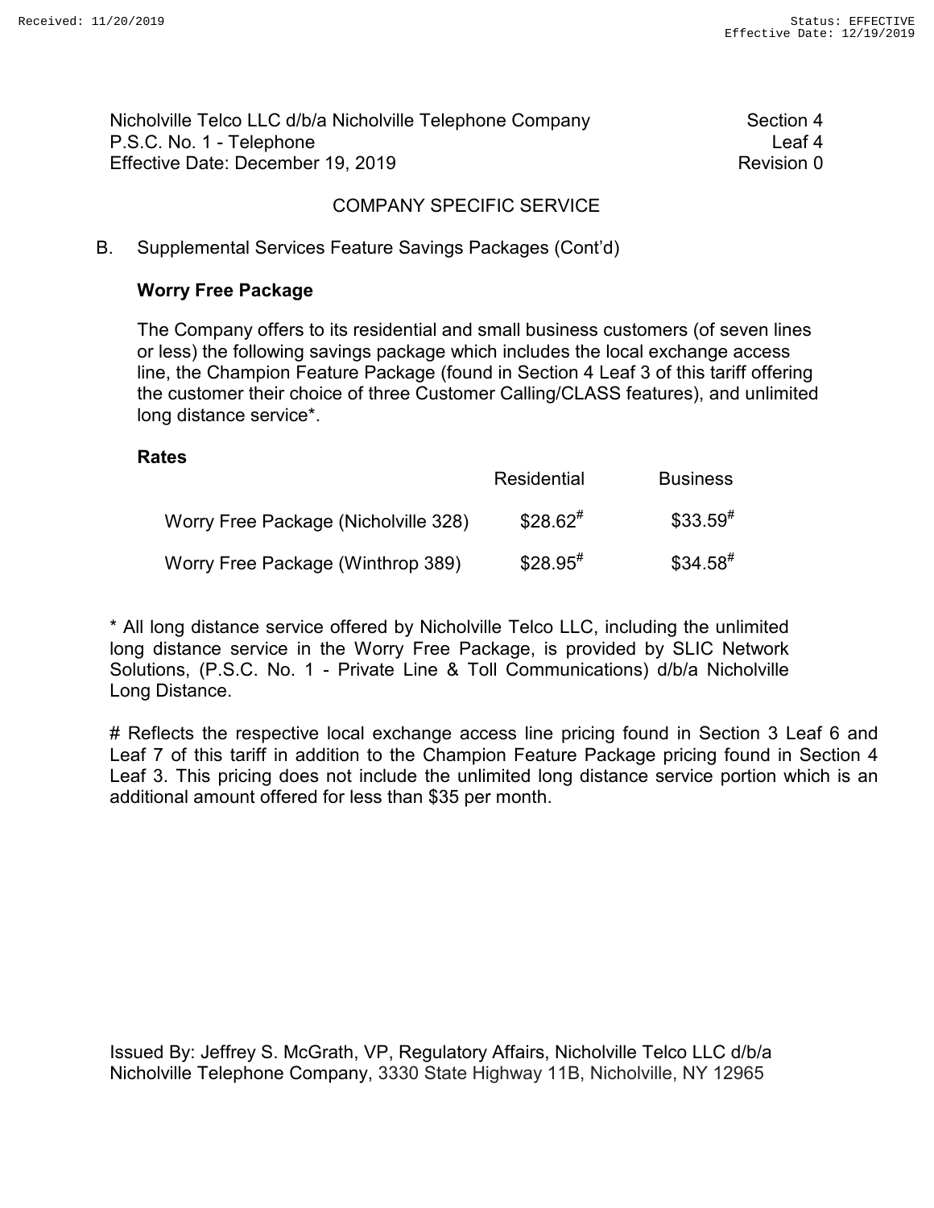Nicholville Telco LLC d/b/a Nicholville Telephone Company
P.S.C. No. 1 - Telephone
Effective Date: December 19, 2019

Section 4
Leaf 4
Revision 0

## COMPANY SPECIFIC SERVICE

B. Supplemental Services Feature Savings Packages (Cont'd)

### Worry Free Package

The Company offers to its residential and small business customers (of seven lines or less) the following savings package which includes the local exchange access line, the Champion Feature Package (found in Section 4 Leaf 3 of this tariff offering the customer their choice of three Customer Calling/CLASS features), and unlimited long distance service*.

**Rates**

| | Residential | Business |
|---|---|---|
| Worry Free Package (Nicholville 328) | $28.62# | $33.59# |
| Worry Free Package (Winthrop 389) | $28.95# | $34.58# |

* All long distance service offered by Nicholville Telco LLC, including the unlimited long distance service in the Worry Free Package, is provided by SLIC Network Solutions, (P.S.C. No. 1 - Private Line & Toll Communications) d/b/a Nicholville Long Distance.

# Reflects the respective local exchange access line pricing found in Section 3 Leaf 6 and Leaf 7 of this tariff in addition to the Champion Feature Package pricing found in Section 4 Leaf 3. This pricing does not include the unlimited long distance service portion which is an additional amount offered for less than $35 per month.

Issued By: Jeffrey S. McGrath, VP, Regulatory Affairs, Nicholville Telco LLC d/b/a Nicholville Telephone Company, 3330 State Highway 11B, Nicholville, NY 12965